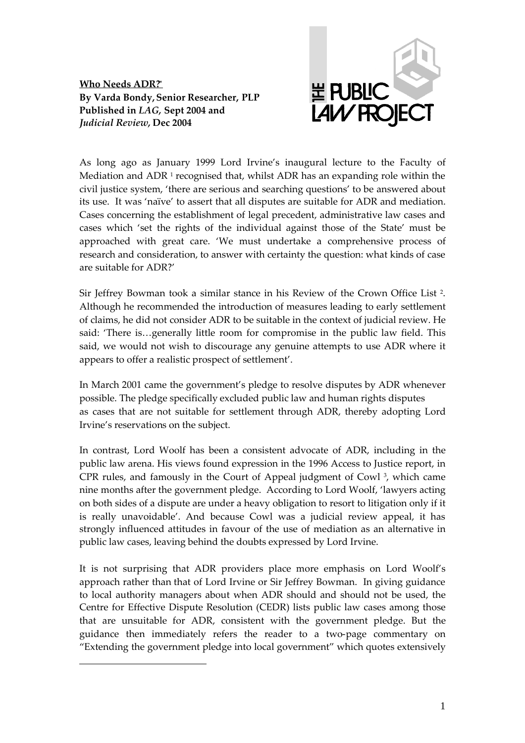**Who Needs ADR?**[*]
**By Varda Bondy, Senior Researcher, PLP**
**Published in *LAG*, Sept 2004 and**
***Judicial Review*, Dec 2004**

As long ago as January 1999 Lord Irvine's inaugural lecture to the Faculty of Mediation and ADR [1] recognised that, whilst ADR has an expanding role within the civil justice system, 'there are serious and searching questions' to be answered about its use. It was 'naïve' to assert that all disputes are suitable for ADR and mediation. Cases concerning the establishment of legal precedent, administrative law cases and cases which 'set the rights of the individual against those of the State' must be approached with great care. 'We must undertake a comprehensive process of research and consideration, to answer with certainty the question: what kinds of case are suitable for ADR?'

Sir Jeffrey Bowman took a similar stance in his Review of the Crown Office List [2]. Although he recommended the introduction of measures leading to early settlement of claims, he did not consider ADR to be suitable in the context of judicial review. He said: 'There is…generally little room for compromise in the public law field. This said, we would not wish to discourage any genuine attempts to use ADR where it appears to offer a realistic prospect of settlement'.

In March 2001 came the government's pledge to resolve disputes by ADR whenever possible. The pledge specifically excluded public law and human rights disputes as cases that are not suitable for settlement through ADR, thereby adopting Lord Irvine's reservations on the subject.

In contrast, Lord Woolf has been a consistent advocate of ADR, including in the public law arena. His views found expression in the 1996 Access to Justice report, in CPR rules, and famously in the Court of Appeal judgment of Cowl [3], which came nine months after the government pledge. According to Lord Woolf, 'lawyers acting on both sides of a dispute are under a heavy obligation to resort to litigation only if it is really unavoidable'. And because Cowl was a judicial review appeal, it has strongly influenced attitudes in favour of the use of mediation as an alternative in public law cases, leaving behind the doubts expressed by Lord Irvine.

It is not surprising that ADR providers place more emphasis on Lord Woolf's approach rather than that of Lord Irvine or Sir Jeffrey Bowman. In giving guidance to local authority managers about when ADR should and should not be used, the Centre for Effective Dispute Resolution (CEDR) lists public law cases among those that are unsuitable for ADR, consistent with the government pledge. But the guidance then immediately refers the reader to a two-page commentary on "Extending the government pledge into local government" which quotes extensively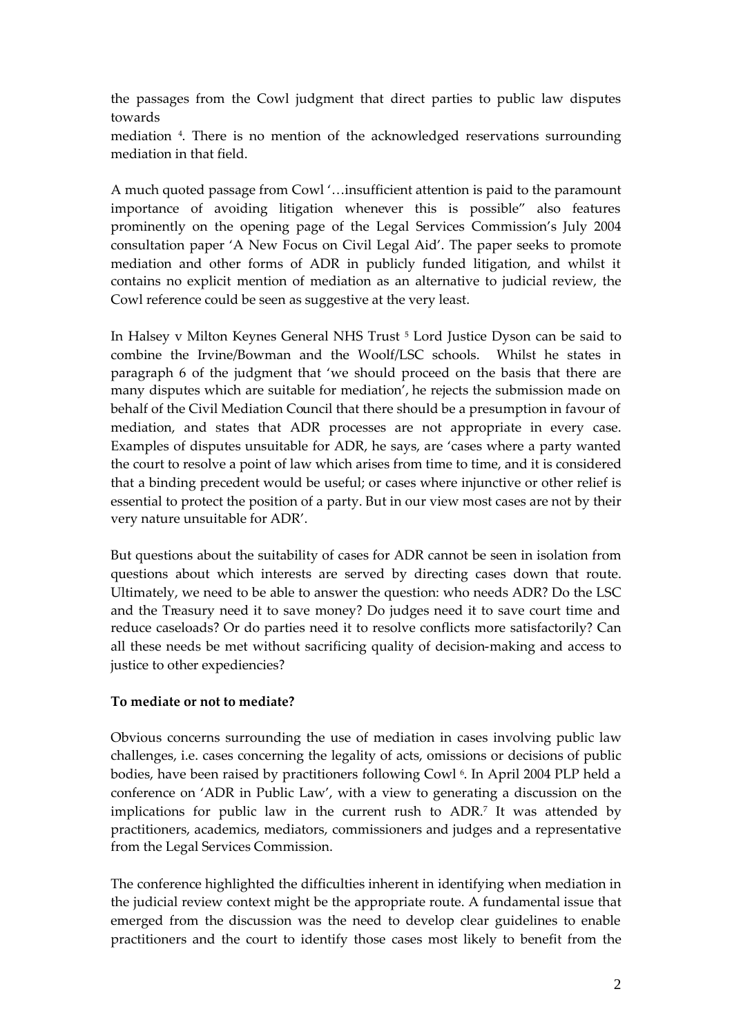the passages from the Cowl judgment that direct parties to public law disputes towards mediation [4]. There is no mention of the acknowledged reservations surrounding mediation in that field.

A much quoted passage from Cowl '…insufficient attention is paid to the paramount importance of avoiding litigation whenever this is possible" also features prominently on the opening page of the Legal Services Commission's July 2004 consultation paper 'A New Focus on Civil Legal Aid'. The paper seeks to promote mediation and other forms of ADR in publicly funded litigation, and whilst it contains no explicit mention of mediation as an alternative to judicial review, the Cowl reference could be seen as suggestive at the very least.

In Halsey v Milton Keynes General NHS Trust [5] Lord Justice Dyson can be said to combine the Irvine/Bowman and the Woolf/LSC schools. Whilst he states in paragraph 6 of the judgment that 'we should proceed on the basis that there are many disputes which are suitable for mediation', he rejects the submission made on behalf of the Civil Mediation Council that there should be a presumption in favour of mediation, and states that ADR processes are not appropriate in every case. Examples of disputes unsuitable for ADR, he says, are 'cases where a party wanted the court to resolve a point of law which arises from time to time, and it is considered that a binding precedent would be useful; or cases where injunctive or other relief is essential to protect the position of a party. But in our view most cases are not by their very nature unsuitable for ADR'.

But questions about the suitability of cases for ADR cannot be seen in isolation from questions about which interests are served by directing cases down that route. Ultimately, we need to be able to answer the question: who needs ADR? Do the LSC and the Treasury need it to save money? Do judges need it to save court time and reduce caseloads? Or do parties need it to resolve conflicts more satisfactorily? Can all these needs be met without sacrificing quality of decision-making and access to justice to other expediencies?

**To mediate or not to mediate?**

Obvious concerns surrounding the use of mediation in cases involving public law challenges, i.e. cases concerning the legality of acts, omissions or decisions of public bodies, have been raised by practitioners following Cowl [6]. In April 2004 PLP held a conference on 'ADR in Public Law', with a view to generating a discussion on the implications for public law in the current rush to ADR.[7] It was attended by practitioners, academics, mediators, commissioners and judges and a representative from the Legal Services Commission.

The conference highlighted the difficulties inherent in identifying when mediation in the judicial review context might be the appropriate route. A fundamental issue that emerged from the discussion was the need to develop clear guidelines to enable practitioners and the court to identify those cases most likely to benefit from the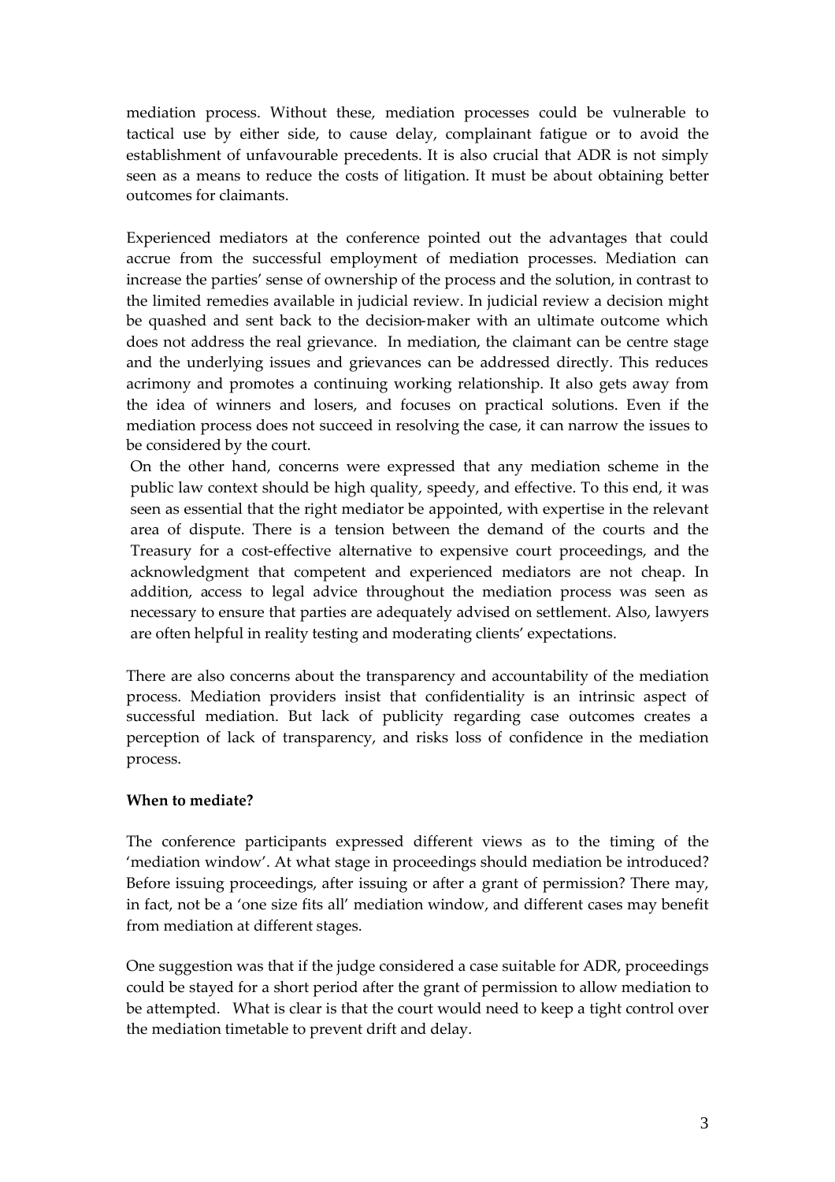mediation process. Without these, mediation processes could be vulnerable to tactical use by either side, to cause delay, complainant fatigue or to avoid the establishment of unfavourable precedents. It is also crucial that ADR is not simply seen as a means to reduce the costs of litigation. It must be about obtaining better outcomes for claimants.

Experienced mediators at the conference pointed out the advantages that could accrue from the successful employment of mediation processes. Mediation can increase the parties' sense of ownership of the process and the solution, in contrast to the limited remedies available in judicial review. In judicial review a decision might be quashed and sent back to the decision-maker with an ultimate outcome which does not address the real grievance. In mediation, the claimant can be centre stage and the underlying issues and grievances can be addressed directly. This reduces acrimony and promotes a continuing working relationship. It also gets away from the idea of winners and losers, and focuses on practical solutions. Even if the mediation process does not succeed in resolving the case, it can narrow the issues to be considered by the court.

On the other hand, concerns were expressed that any mediation scheme in the public law context should be high quality, speedy, and effective. To this end, it was seen as essential that the right mediator be appointed, with expertise in the relevant area of dispute. There is a tension between the demand of the courts and the Treasury for a cost-effective alternative to expensive court proceedings, and the acknowledgment that competent and experienced mediators are not cheap. In addition, access to legal advice throughout the mediation process was seen as necessary to ensure that parties are adequately advised on settlement. Also, lawyers are often helpful in reality testing and moderating clients' expectations.

There are also concerns about the transparency and accountability of the mediation process. Mediation providers insist that confidentiality is an intrinsic aspect of successful mediation. But lack of publicity regarding case outcomes creates a perception of lack of transparency, and risks loss of confidence in the mediation process.

**When to mediate?**

The conference participants expressed different views as to the timing of the 'mediation window'. At what stage in proceedings should mediation be introduced? Before issuing proceedings, after issuing or after a grant of permission? There may, in fact, not be a 'one size fits all' mediation window, and different cases may benefit from mediation at different stages.

One suggestion was that if the judge considered a case suitable for ADR, proceedings could be stayed for a short period after the grant of permission to allow mediation to be attempted. What is clear is that the court would need to keep a tight control over the mediation timetable to prevent drift and delay.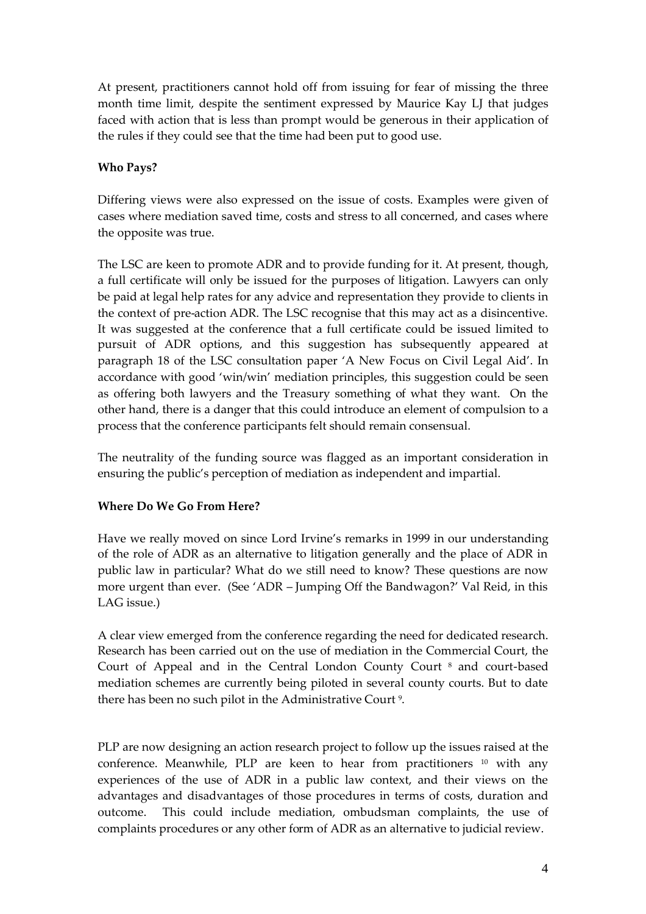At present, practitioners cannot hold off from issuing for fear of missing the three month time limit, despite the sentiment expressed by Maurice Kay LJ that judges faced with action that is less than prompt would be generous in their application of the rules if they could see that the time had been put to good use.

**Who Pays?**

Differing views were also expressed on the issue of costs. Examples were given of cases where mediation saved time, costs and stress to all concerned, and cases where the opposite was true.

The LSC are keen to promote ADR and to provide funding for it. At present, though, a full certificate will only be issued for the purposes of litigation. Lawyers can only be paid at legal help rates for any advice and representation they provide to clients in the context of pre-action ADR. The LSC recognise that this may act as a disincentive. It was suggested at the conference that a full certificate could be issued limited to pursuit of ADR options, and this suggestion has subsequently appeared at paragraph 18 of the LSC consultation paper 'A New Focus on Civil Legal Aid'. In accordance with good 'win/win' mediation principles, this suggestion could be seen as offering both lawyers and the Treasury something of what they want. On the other hand, there is a danger that this could introduce an element of compulsion to a process that the conference participants felt should remain consensual.

The neutrality of the funding source was flagged as an important consideration in ensuring the public's perception of mediation as independent and impartial.

**Where Do We Go From Here?**

Have we really moved on since Lord Irvine's remarks in 1999 in our understanding of the role of ADR as an alternative to litigation generally and the place of ADR in public law in particular? What do we still need to know? These questions are now more urgent than ever. (See 'ADR – Jumping Off the Bandwagon?' Val Reid, in this LAG issue.)

A clear view emerged from the conference regarding the need for dedicated research. Research has been carried out on the use of mediation in the Commercial Court, the Court of Appeal and in the Central London County Court [8] and court-based mediation schemes are currently being piloted in several county courts. But to date there has been no such pilot in the Administrative Court [9].

PLP are now designing an action research project to follow up the issues raised at the conference. Meanwhile, PLP are keen to hear from practitioners [10] with any experiences of the use of ADR in a public law context, and their views on the advantages and disadvantages of those procedures in terms of costs, duration and outcome. This could include mediation, ombudsman complaints, the use of complaints procedures or any other form of ADR as an alternative to judicial review.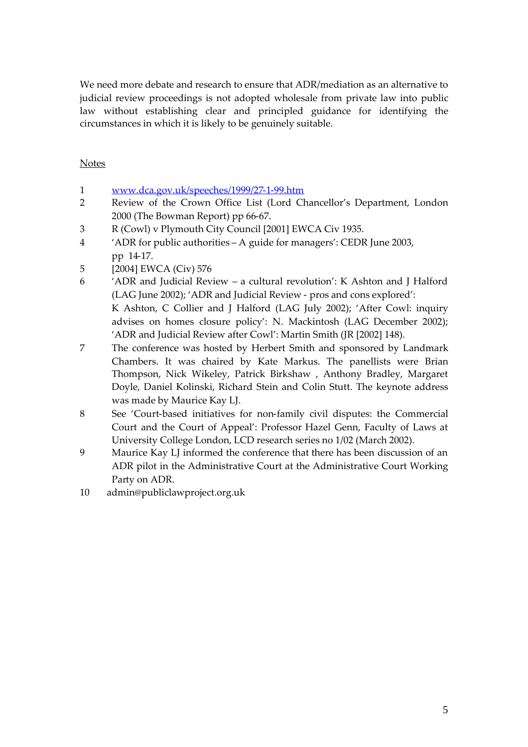We need more debate and research to ensure that ADR/mediation as an alternative to judicial review proceedings is not adopted wholesale from private law into public law without establishing clear and principled guidance for identifying the circumstances in which it is likely to be genuinely suitable.

Notes

1. www.dca.gov.uk/speeches/1999/27-1-99.htm
2. Review of the Crown Office List (Lord Chancellor's Department, London 2000 (The Bowman Report) pp 66-67.
3. R (Cowl) v Plymouth City Council [2001] EWCA Civ 1935.
4. 'ADR for public authorities – A guide for managers': CEDR June 2003, pp 14-17.
5. [2004] EWCA (Civ) 576
6. 'ADR and Judicial Review – a cultural revolution': K Ashton and J Halford (LAG June 2002); 'ADR and Judicial Review - pros and cons explored': K Ashton, C Collier and J Halford (LAG July 2002); 'After Cowl: inquiry advises on homes closure policy': N. Mackintosh (LAG December 2002); 'ADR and Judicial Review after Cowl': Martin Smith (JR [2002] 148).
7. The conference was hosted by Herbert Smith and sponsored by Landmark Chambers. It was chaired by Kate Markus. The panellists were Brian Thompson, Nick Wikeley, Patrick Birkshaw , Anthony Bradley, Margaret Doyle, Daniel Kolinski, Richard Stein and Colin Stutt. The keynote address was made by Maurice Kay LJ.
8. See 'Court-based initiatives for non-family civil disputes: the Commercial Court and the Court of Appeal': Professor Hazel Genn, Faculty of Laws at University College London, LCD research series no 1/02 (March 2002).
9. Maurice Kay LJ informed the conference that there has been discussion of an ADR pilot in the Administrative Court at the Administrative Court Working Party on ADR.
10. admin@publiclawproject.org.uk